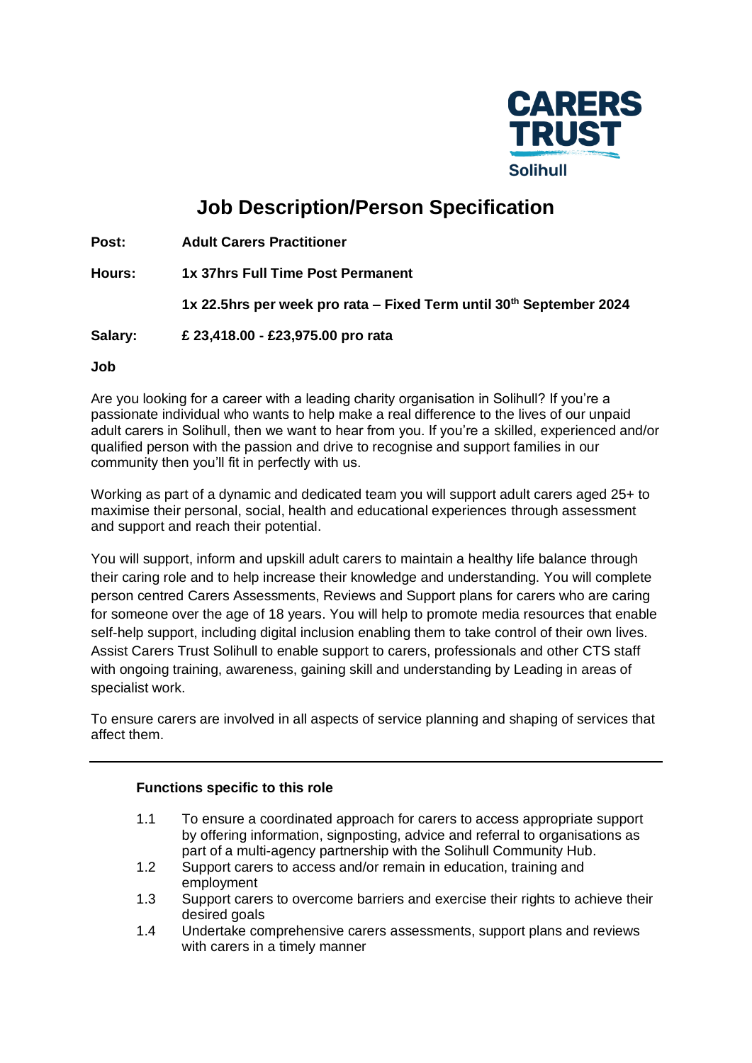CARERS TRUST
Solihull

# Job Description/Person Specification

**Post:** **Adult Carers Practitioner**

**Hours:** **1x 37hrs Full Time Post Permanent**

**1x 22.5hrs per week pro rata – Fixed Term until 30th September 2024**

**Salary:** **£ 23,418.00 - £23,975.00 pro rata**

**Job**

Are you looking for a career with a leading charity organisation in Solihull? If you're a passionate individual who wants to help make a real difference to the lives of our unpaid adult carers in Solihull, then we want to hear from you. If you're a skilled, experienced and/or qualified person with the passion and drive to recognise and support families in our community then you'll fit in perfectly with us.

Working as part of a dynamic and dedicated team you will support adult carers aged 25+ to maximise their personal, social, health and educational experiences through assessment and support and reach their potential.

You will support, inform and upskill adult carers to maintain a healthy life balance through their caring role and to help increase their knowledge and understanding. You will complete person centred Carers Assessments, Reviews and Support plans for carers who are caring for someone over the age of 18 years. You will help to promote media resources that enable self-help support, including digital inclusion enabling them to take control of their own lives. Assist Carers Trust Solihull to enable support to carers, professionals and other CTS staff with ongoing training, awareness, gaining skill and understanding by Leading in areas of specialist work.

To ensure carers are involved in all aspects of service planning and shaping of services that affect them.

---

**Functions specific to this role**

1.1 To ensure a coordinated approach for carers to access appropriate support by offering information, signposting, advice and referral to organisations as part of a multi-agency partnership with the Solihull Community Hub.

1.2 Support carers to access and/or remain in education, training and employment

1.3 Support carers to overcome barriers and exercise their rights to achieve their desired goals

1.4 Undertake comprehensive carers assessments, support plans and reviews with carers in a timely manner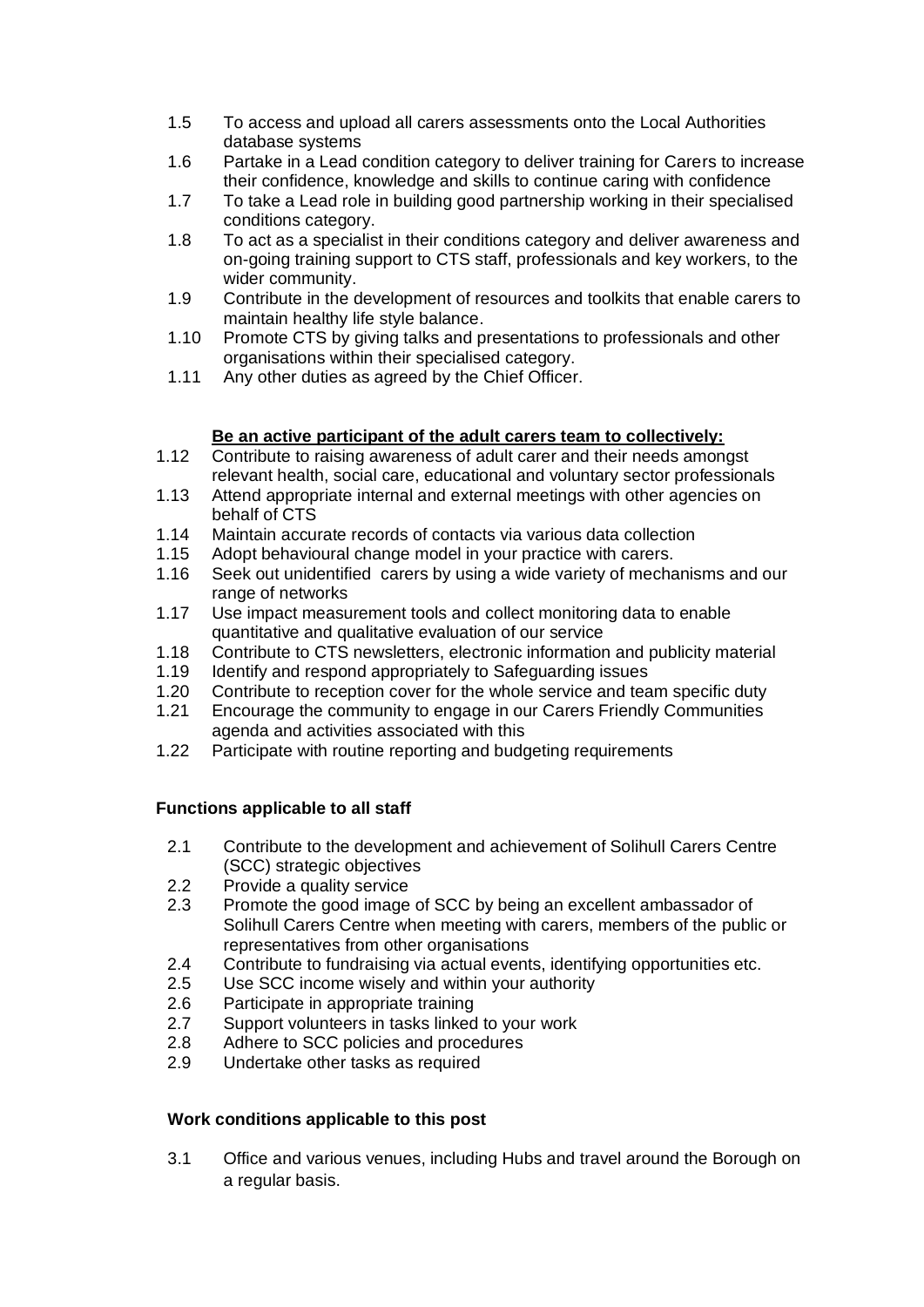1.5 To access and upload all carers assessments onto the Local Authorities database systems

1.6 Partake in a Lead condition category to deliver training for Carers to increase their confidence, knowledge and skills to continue caring with confidence

1.7 To take a Lead role in building good partnership working in their specialised conditions category.

1.8 To act as a specialist in their conditions category and deliver awareness and on-going training support to CTS staff, professionals and key workers, to the wider community.

1.9 Contribute in the development of resources and toolkits that enable carers to maintain healthy life style balance.

1.10 Promote CTS by giving talks and presentations to professionals and other organisations within their specialised category.

1.11 Any other duties as agreed by the Chief Officer.

**Be an active participant of the adult carers team to collectively:**

1.12 Contribute to raising awareness of adult carer and their needs amongst relevant health, social care, educational and voluntary sector professionals

1.13 Attend appropriate internal and external meetings with other agencies on behalf of CTS

1.14 Maintain accurate records of contacts via various data collection

1.15 Adopt behavioural change model in your practice with carers.

1.16 Seek out unidentified carers by using a wide variety of mechanisms and our range of networks

1.17 Use impact measurement tools and collect monitoring data to enable quantitative and qualitative evaluation of our service

1.18 Contribute to CTS newsletters, electronic information and publicity material

1.19 Identify and respond appropriately to Safeguarding issues

1.20 Contribute to reception cover for the whole service and team specific duty

1.21 Encourage the community to engage in our Carers Friendly Communities agenda and activities associated with this

1.22 Participate with routine reporting and budgeting requirements

**Functions applicable to all staff**

2.1 Contribute to the development and achievement of Solihull Carers Centre (SCC) strategic objectives

2.2 Provide a quality service

2.3 Promote the good image of SCC by being an excellent ambassador of Solihull Carers Centre when meeting with carers, members of the public or representatives from other organisations

2.4 Contribute to fundraising via actual events, identifying opportunities etc.

2.5 Use SCC income wisely and within your authority

2.6 Participate in appropriate training

2.7 Support volunteers in tasks linked to your work

2.8 Adhere to SCC policies and procedures

2.9 Undertake other tasks as required

**Work conditions applicable to this post**

3.1 Office and various venues, including Hubs and travel around the Borough on a regular basis.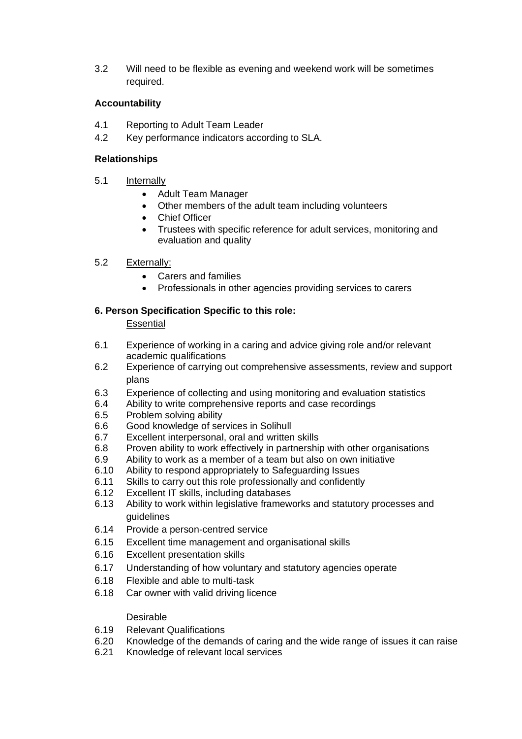3.2 Will need to be flexible as evening and weekend work will be sometimes required.

**Accountability**

4.1 Reporting to Adult Team Leader
4.2 Key performance indicators according to SLA.

**Relationships**

5.1 Internally

- Adult Team Manager
- Other members of the adult team including volunteers
- Chief Officer
- Trustees with specific reference for adult services, monitoring and evaluation and quality

5.2 Externally:

- Carers and families
- Professionals in other agencies providing services to carers

**6. Person Specification Specific to this role:**

Essential

6.1 Experience of working in a caring and advice giving role and/or relevant academic qualifications
6.2 Experience of carrying out comprehensive assessments, review and support plans
6.3 Experience of collecting and using monitoring and evaluation statistics
6.4 Ability to write comprehensive reports and case recordings
6.5 Problem solving ability
6.6 Good knowledge of services in Solihull
6.7 Excellent interpersonal, oral and written skills
6.8 Proven ability to work effectively in partnership with other organisations
6.9 Ability to work as a member of a team but also on own initiative
6.10 Ability to respond appropriately to Safeguarding Issues
6.11 Skills to carry out this role professionally and confidently
6.12 Excellent IT skills, including databases
6.13 Ability to work within legislative frameworks and statutory processes and guidelines
6.14 Provide a person-centred service
6.15 Excellent time management and organisational skills
6.16 Excellent presentation skills
6.17 Understanding of how voluntary and statutory agencies operate
6.18 Flexible and able to multi-task
6.18 Car owner with valid driving licence

Desirable

6.19 Relevant Qualifications
6.20 Knowledge of the demands of caring and the wide range of issues it can raise
6.21 Knowledge of relevant local services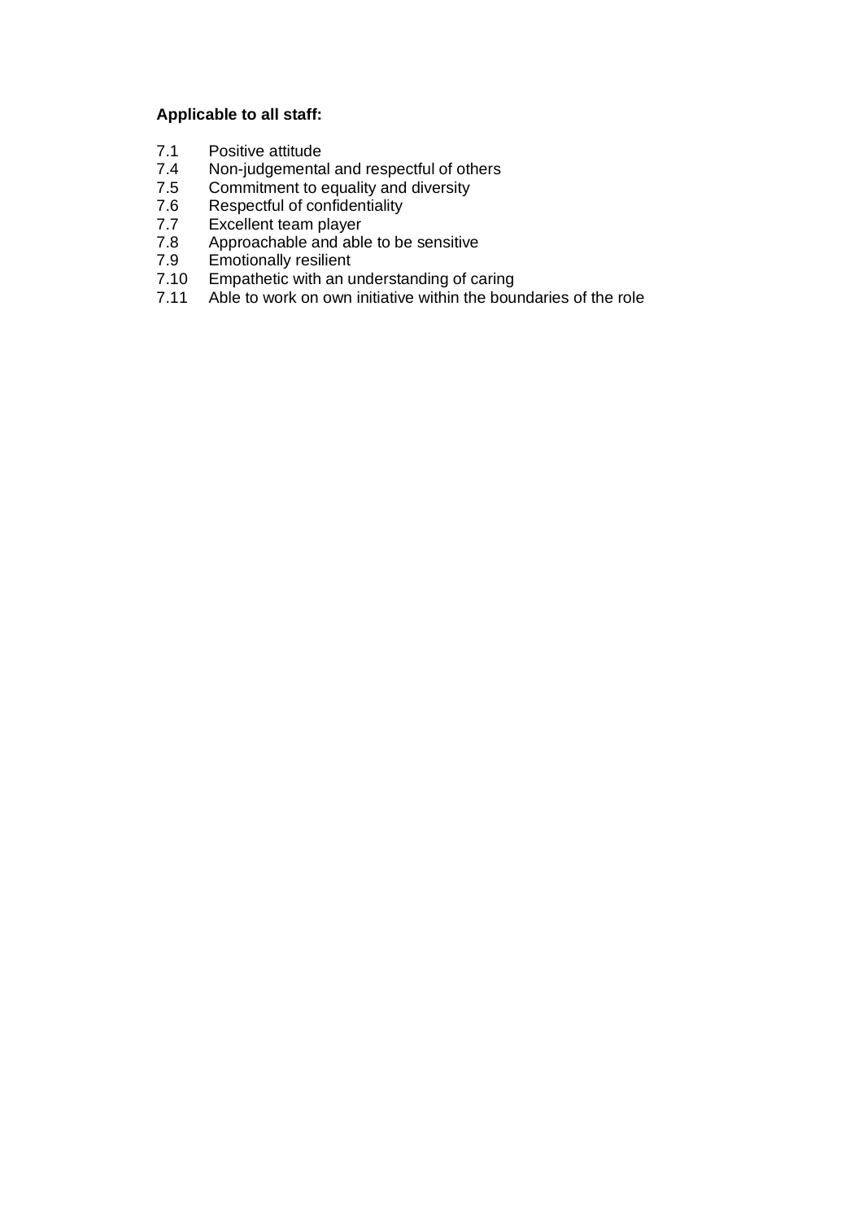**Applicable to all staff:**

7.1 Positive attitude
7.4 Non-judgemental and respectful of others
7.5 Commitment to equality and diversity
7.6 Respectful of confidentiality
7.7 Excellent team player
7.8 Approachable and able to be sensitive
7.9 Emotionally resilient
7.10 Empathetic with an understanding of caring
7.11 Able to work on own initiative within the boundaries of the role